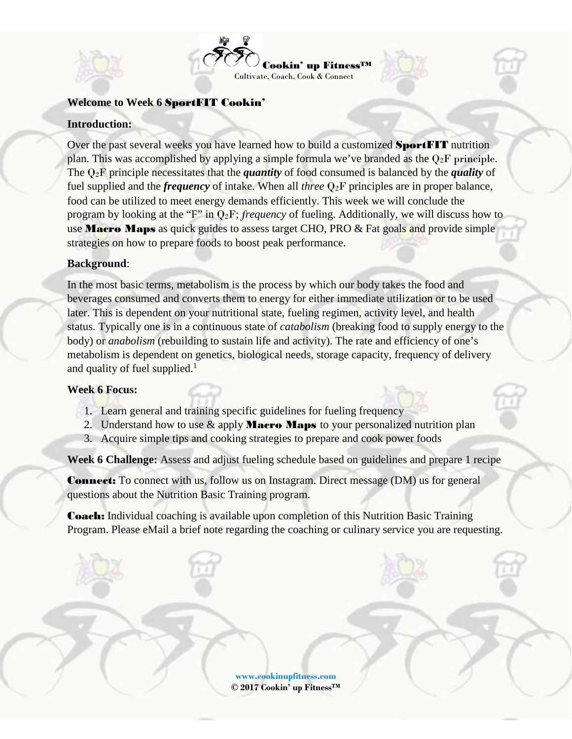Cookin' up Fitness™

Cultivate, Coach, Cook & Connect

**Welcome to Week 6 SportFIT Cookin'**

**Introduction:**

Over the past several weeks you have learned how to build a customized **SportFIT** nutrition plan. This was accomplished by applying a simple formula we've branded as the $Q_2F$ principle. The $Q_2F$ principle necessitates that the ***quantity*** of food consumed is balanced by the ***quality*** of fuel supplied and the ***frequency*** of intake. When all *three* $Q_2F$ principles are in proper balance, food can be utilized to meet energy demands efficiently. This week we will conclude the program by looking at the "F" in $Q_2F$; *frequency* of fueling. Additionally, we will discuss how to use **Macro Maps** as quick guides to assess target CHO, PRO & Fat goals and provide simple strategies on how to prepare foods to boost peak performance.

**Background**:

In the most basic terms, metabolism is the process by which our body takes the food and beverages consumed and converts them to energy for either immediate utilization or to be used later. This is dependent on your nutritional state, fueling regimen, activity level, and health status. Typically one is in a continuous state of *catabolism* (breaking food to supply energy to the body) or *anabolism* (rebuilding to sustain life and activity). The rate and efficiency of one's metabolism is dependent on genetics, biological needs, storage capacity, frequency of delivery and quality of fuel supplied.[1]

**Week 6 Focus:**

1. Learn general and training specific guidelines for fueling frequency
2. Understand how to use & apply **Macro Maps** to your personalized nutrition plan
3. Acquire simple tips and cooking strategies to prepare and cook power foods

**Week 6 Challenge:** Assess and adjust fueling schedule based on guidelines and prepare 1 recipe

**Connect:** To connect with us, follow us on Instagram. Direct message (DM) us for general questions about the Nutrition Basic Training program.

**Coach:** Individual coaching is available upon completion of this Nutrition Basic Training Program. Please eMail a brief note regarding the coaching or culinary service you are requesting.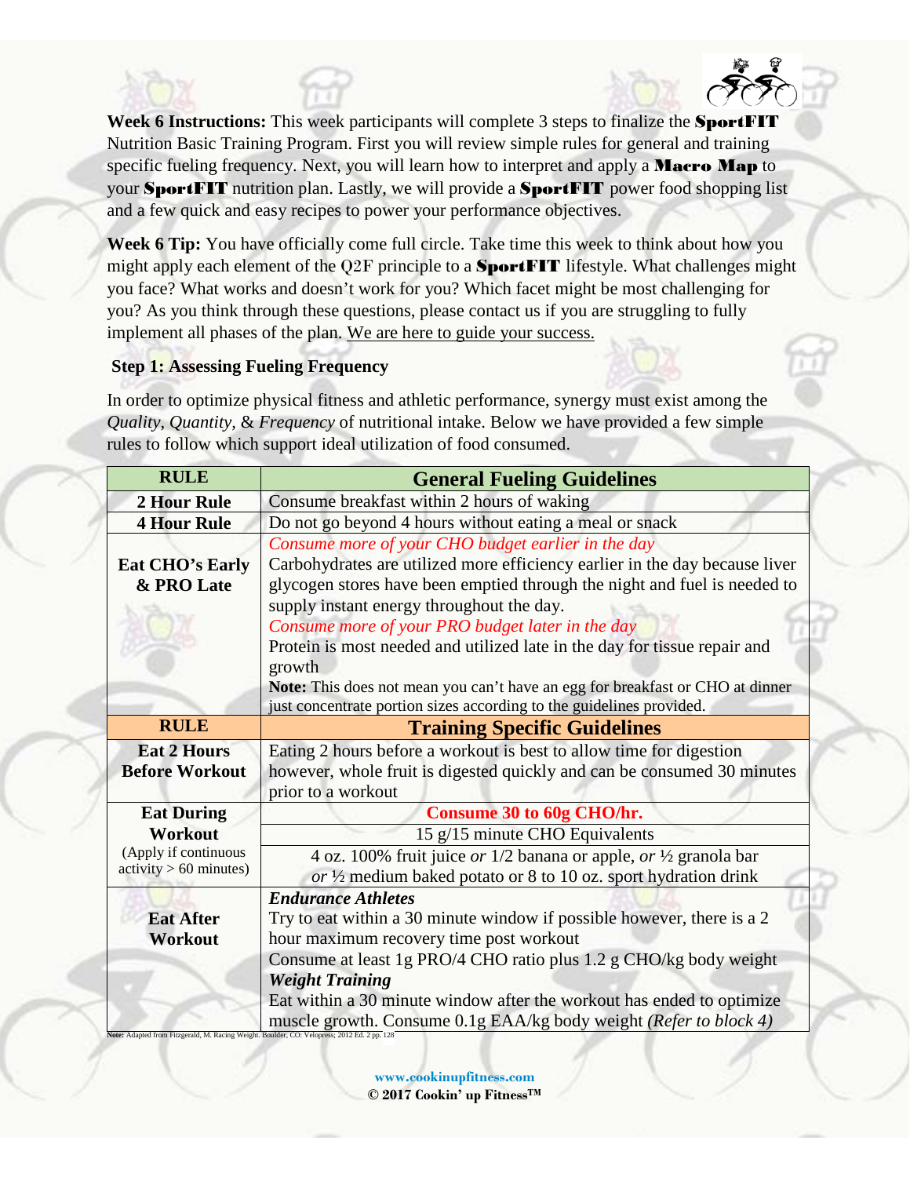**Week 6 Instructions:** This week participants will complete 3 steps to finalize the **SportFIT** Nutrition Basic Training Program. First you will review simple rules for general and training specific fueling frequency. Next, you will learn how to interpret and apply a **Macro Map** to your **SportFIT** nutrition plan. Lastly, we will provide a **SportFIT** power food shopping list and a few quick and easy recipes to power your performance objectives.

**Week 6 Tip:** You have officially come full circle. Take time this week to think about how you might apply each element of the Q2F principle to a **SportFIT** lifestyle. What challenges might you face? What works and doesn't work for you? Which facet might be most challenging for you? As you think through these questions, please contact us if you are struggling to fully implement all phases of the plan. We are here to guide your success.

### Step 1: Assessing Fueling Frequency

In order to optimize physical fitness and athletic performance, synergy must exist among the *Quality, Quantity,* & *Frequency* of nutritional intake. Below we have provided a few simple rules to follow which support ideal utilization of food consumed.

| RULE | General Fueling Guidelines |
| --- | --- |
| **2 Hour Rule** | Consume breakfast within 2 hours of waking |
| **4 Hour Rule** | Do not go beyond 4 hours without eating a meal or snack |
| **Eat CHO's Early & PRO Late** | *Consume more of your CHO budget earlier in the day* Carbohydrates are utilized more efficiency earlier in the day because liver glycogen stores have been emptied through the night and fuel is needed to supply instant energy throughout the day. *Consume more of your PRO budget later in the day* Protein is most needed and utilized late in the day for tissue repair and growth **Note:** This does not mean you can't have an egg for breakfast or CHO at dinner just concentrate portion sizes according to the guidelines provided. |
| **RULE** | **Training Specific Guidelines** |
| **Eat 2 Hours Before Workout** | Eating 2 hours before a workout is best to allow time for digestion however, whole fruit is digested quickly and can be consumed 30 minutes prior to a workout |
| **Eat During Workout** (Apply if continuous activity > 60 minutes) | **Consume 30 to 60g CHO/hr.** 15 g/15 minute CHO Equivalents 4 oz. 100% fruit juice *or* 1/2 banana or apple, *or* ½ granola bar *or* ½ medium baked potato or 8 to 10 oz. sport hydration drink |
| **Eat After Workout** | ***Endurance Athletes*** Try to eat within a 30 minute window if possible however, there is a 2 hour maximum recovery time post workout Consume at least 1g PRO/4 CHO ratio plus 1.2 g CHO/kg body weight ***Weight Training*** Eat within a 30 minute window after the workout has ended to optimize muscle growth. Consume 0.1g EAA/kg body weight *(Refer to block 4)* |

**Note:** Adapted from Fitzgerald, M. Racing Weight. Boulder, CO: Velopress; 2012 Ed. 2 pp. 128

www.cookinupfitness.com
© 2017 Cookin' up Fitness™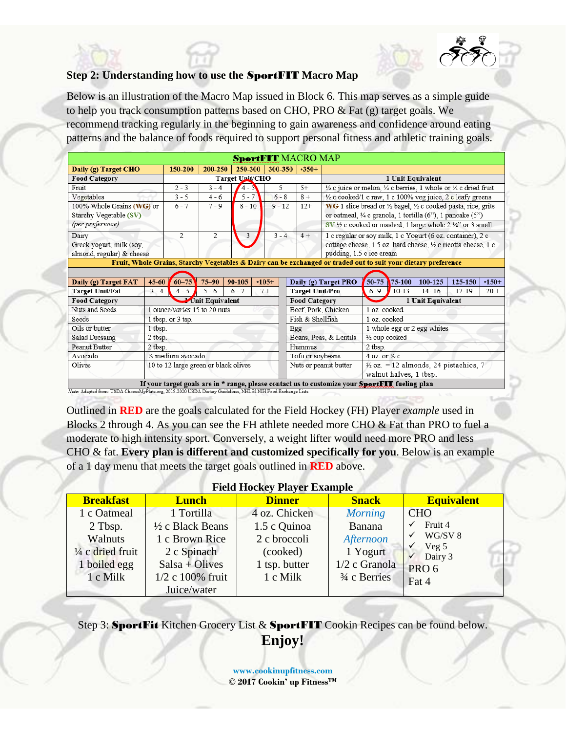## Step 2: Understanding how to use the SportFIT Macro Map

Below is an illustration of the Macro Map issued in Block 6. This map serves as a simple guide to help you track consumption patterns based on CHO, PRO & Fat (g) target goals. We recommend tracking regularly in the beginning to gain awareness and confidence around eating patterns and the balance of foods required to support personal fitness and athletic training goals.

**SportFIT MACRO MAP**

| **Daily (g) Target CHO** | **150-200** | **200-250** | **250-300** | **300-350** | **\*350+** | |
|---|---|---|---|---|---|---|
| **Food Category** | **Target Unit/CHO** | | | | | **1 Unit Equivalent** |
| Fruit | 2 - 3 | 3 - 4 | 4 - 5 | 5 | 5+ | ½ c juice or melon, ¾ c berries, 1 whole or ¼ c dried fruit |
| Vegetables | 3 - 5 | 4 - 6 | 5 - 7 | 6 - 8 | 8 + | ½ c cooked/1 c raw, 1 c 100% veg juice, 2 c leafy greens |
| 100% Whole Grains (WG) or Starchy Vegetable (SV) *(per preference)* | 6 - 7 | 7 - 9 | 8 - 10 | 9 - 12 | 12+ | WG 1 slice bread or ½ bagel, ½ c cooked pasta, rice, grits or oatmeal, ¼ c granola, 1 tortilla (6"), 1 pancake (5"); SV ½ c cooked or mashed, 1 large whole 2 ¼" or 3 small |
| Dairy Greek yogurt, milk (soy, almond, regular) & cheese | 2 | 2 | 3 | 3 - 4 | 4 + | 1 c regular or soy milk, 1 c Yogurt (6 oz. container), 2 c cottage cheese, 1.5 oz. hard cheese, ½ c ricotta cheese, 1 c pudding, 1.5 c ice cream |

**Fruit, Whole Grains, Starchy Vegetables & Dairy can be exchanged or traded out to suit your dietary preference**

| **Daily (g) Target FAT** | **45-60** | **60–75** | **75–90** | **90-105** | **\*105+** |
|---|---|---|---|---|---|
| **Target Unit/Fat** | 3 - 4 | 4 - 5 | 5 - 6 | 6 - 7 | 7 + |
| **Food Category** | **1 Unit Equivalent** | | | | |
| Nuts and Seeds | 1 ounce/*varies* 15 to 20 nuts | | | | |
| Seeds | 1 tbsp. or 3 tsp. | | | | |
| Oils or butter | 1 tbsp. | | | | |
| Salad Dressing | 2 tbsp. | | | | |
| Peanut Butter | 2 tbsp. | | | | |
| Avocado | ½ medium avocado | | | | |
| Olives | 10 to 12 large green or black olives | | | | |

| **Daily (g) Target PRO** | **50-75** | **75-100** | **100-125** | **125-150** | **\*150+** |
|---|---|---|---|---|---|
| **Target Unit/Pro** | 6 -9 | 10-13 | 14- 16 | 17-19 | 20 + |
| **Food Category** | **1 Unit Equivalent** | | | | |
| Beef, Pork, Chicken | 1 oz. cooked | | | | |
| Fish & Shellfish | 1 oz. cooked | | | | |
| Egg | 1 whole egg or 2 egg whites | | | | |
| Beans, Peas, & Lentils | ½ cup cooked | | | | |
| Hummus | 2 tbsp. | | | | |
| Tofu or soybeans | 4 oz. or ½ c | | | | |
| Nuts or peanut butter | ½ oz. = 12 almonds, 24 pistachios, 7 walnut halves, 1 tbsp. | | | | |

**If your target goals are in \* range, please contact us to customize your SportFIT fueling plan**

*Note:* Adapted from: USDA ChooseMyPlate.org, 2015-2020 USDA Dietary Guidelines, NHLBI NIH Food Exchange Lists

Outlined in **RED** are the goals calculated for the Field Hockey (FH) Player *example* used in Blocks 2 through 4. As you can see the FH athlete needed more CHO & Fat than PRO to fuel a moderate to high intensity sport. Conversely, a weight lifter would need more PRO and less CHO & fat. **Every plan is different and customized specifically for you**. Below is an example of a 1 day menu that meets the target goals outlined in **RED** above.

**Field Hockey Player Example**

| Breakfast | Lunch | Dinner | Snack | Equivalent |
|---|---|---|---|---|
| 1 c Oatmeal<br>2 Tbsp. Walnuts<br>¼ c dried fruit<br>1 boiled egg<br>1 c Milk | 1 Tortilla<br>½ c Black Beans<br>1 c Brown Rice<br>2 c Spinach<br>Salsa + Olives<br>1/2 c 100% fruit Juice/water | 4 oz. Chicken<br>1.5 c Quinoa<br>2 c broccoli (cooked)<br>1 tsp. butter<br>1 c Milk | *Morning*<br>Banana<br>*Afternoon*<br>1 Yogurt<br>1/2 c Granola<br>¾ c Berries | CHO<br>✓ Fruit 4<br>✓ WG/SV 8<br>✓ Veg 5<br>✓ Dairy 3<br>PRO 6<br>Fat 4 |

Step 3: SportFit Kitchen Grocery List & SportFIT Cookin Recipes can be found below.

**Enjoy!**

**www.cookinupfitness.com**
**© 2017 Cookin' up Fitness™**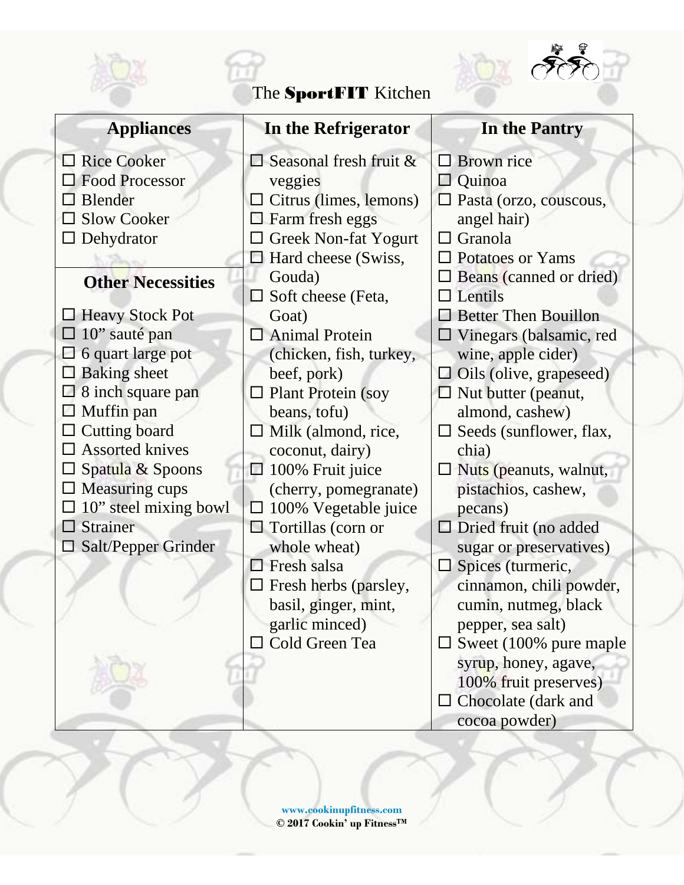# The **SportFIT** Kitchen

## Appliances

- ☐ Rice Cooker
- ☐ Food Processor
- ☐ Blender
- ☐ Slow Cooker
- ☐ Dehydrator

## Other Necessities

- ☐ Heavy Stock Pot
- ☐ 10” sauté pan
- ☐ 6 quart large pot
- ☐ Baking sheet
- ☐ 8 inch square pan
- ☐ Muffin pan
- ☐ Cutting board
- ☐ Assorted knives
- ☐ Spatula & Spoons
- ☐ Measuring cups
- ☐ 10” steel mixing bowl
- ☐ Strainer
- ☐ Salt/Pepper Grinder

## In the Refrigerator

- ☐ Seasonal fresh fruit & veggies
- ☐ Citrus (limes, lemons)
- ☐ Farm fresh eggs
- ☐ Greek Non-fat Yogurt
- ☐ Hard cheese (Swiss, Gouda)
- ☐ Soft cheese (Feta, Goat)
- ☐ Animal Protein (chicken, fish, turkey, beef, pork)
- ☐ Plant Protein (soy beans, tofu)
- ☐ Milk (almond, rice, coconut, dairy)
- ☐ 100% Fruit juice (cherry, pomegranate)
- ☐ 100% Vegetable juice
- ☐ Tortillas (corn or whole wheat)
- ☐ Fresh salsa
- ☐ Fresh herbs (parsley, basil, ginger, mint, garlic minced)
- ☐ Cold Green Tea

## In the Pantry

- ☐ Brown rice
- ☐ Quinoa
- ☐ Pasta (orzo, couscous, angel hair)
- ☐ Granola
- ☐ Potatoes or Yams
- ☐ Beans (canned or dried)
- ☐ Lentils
- ☐ Better Then Bouillon
- ☐ Vinegars (balsamic, red wine, apple cider)
- ☐ Oils (olive, grapeseed)
- ☐ Nut butter (peanut, almond, cashew)
- ☐ Seeds (sunflower, flax, chia)
- ☐ Nuts (peanuts, walnut, pistachios, cashew, pecans)
- ☐ Dried fruit (no added sugar or preservatives)
- ☐ Spices (turmeric, cinnamon, chili powder, cumin, nutmeg, black pepper, sea salt)
- ☐ Sweet (100% pure maple syrup, honey, agave, 100% fruit preserves)
- ☐ Chocolate (dark and cocoa powder)

**www.cookinupfitness.com**
**© 2017 Cookin’ up Fitness™**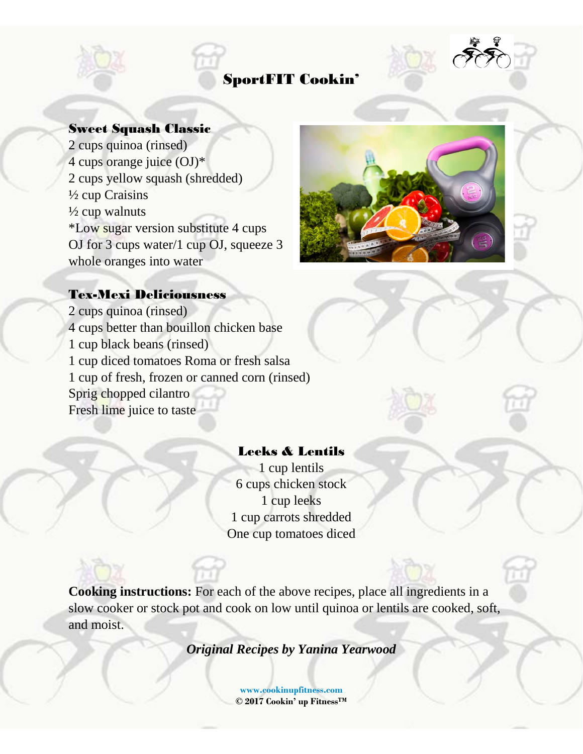# SportFIT Cookin'

## Sweet Squash Classic

2 cups quinoa (rinsed)
4 cups orange juice (OJ)*
2 cups yellow squash (shredded)
½ cup Craisins
½ cup walnuts
*Low sugar version substitute 4 cups OJ for 3 cups water/1 cup OJ, squeeze 3 whole oranges into water

## Tex-Mexi Deliciousness

2 cups quinoa (rinsed)
4 cups better than bouillon chicken base
1 cup black beans (rinsed)
1 cup diced tomatoes Roma or fresh salsa
1 cup of fresh, frozen or canned corn (rinsed)
Sprig chopped cilantro
Fresh lime juice to taste

## Leeks & Lentils

1 cup lentils
6 cups chicken stock
1 cup leeks
1 cup carrots shredded
One cup tomatoes diced

**Cooking instructions:** For each of the above recipes, place all ingredients in a slow cooker or stock pot and cook on low until quinoa or lentils are cooked, soft, and moist.

***Original Recipes by Yanina Yearwood***

**www.cookinupfitness.com**
**© 2017 Cookin' up Fitness™**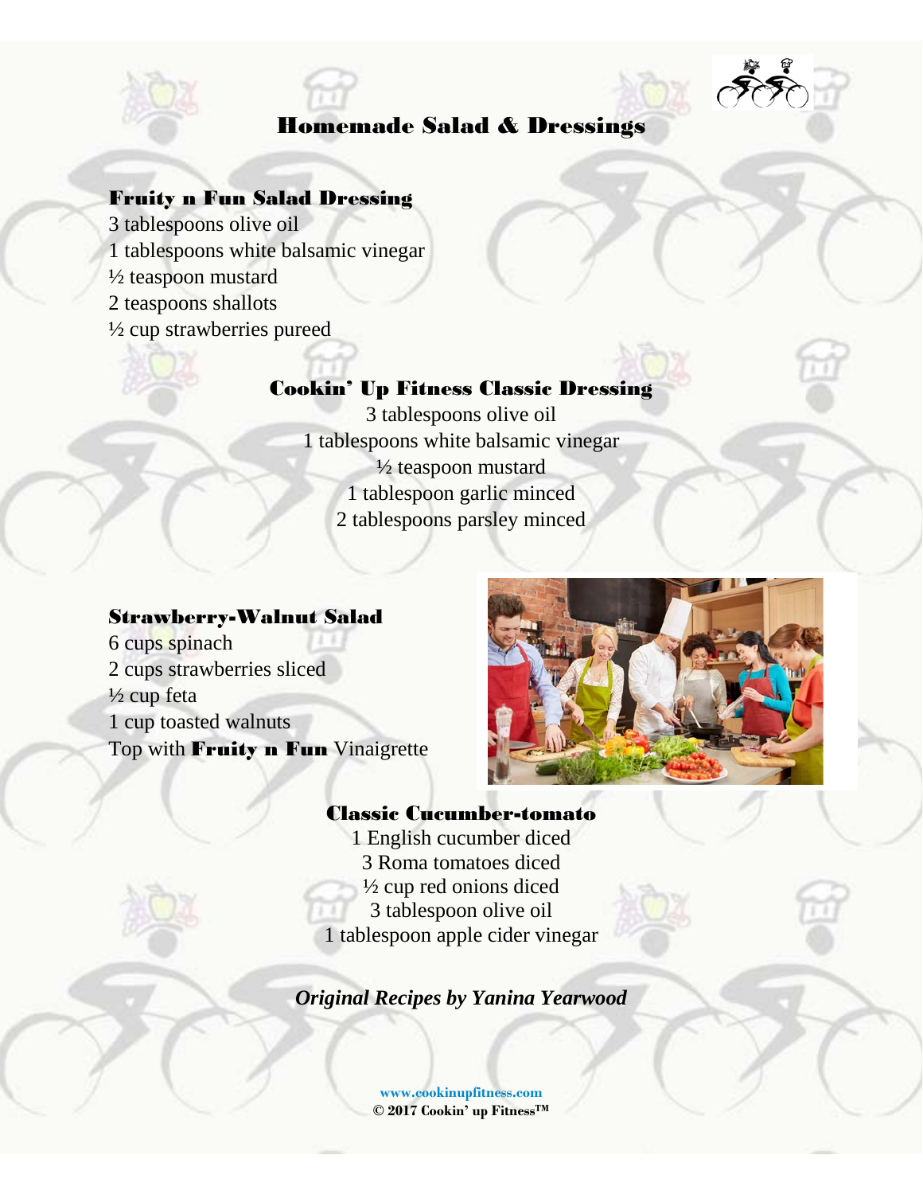# Homemade Salad & Dressings

## Fruity n Fun Salad Dressing

3 tablespoons olive oil
1 tablespoons white balsamic vinegar
½ teaspoon mustard
2 teaspoons shallots
½ cup strawberries pureed

## Cookin' Up Fitness Classic Dressing

3 tablespoons olive oil
1 tablespoons white balsamic vinegar
½ teaspoon mustard
1 tablespoon garlic minced
2 tablespoons parsley minced

## Strawberry-Walnut Salad

6 cups spinach
2 cups strawberries sliced
½ cup feta
1 cup toasted walnuts
Top with **Fruity n Fun** Vinaigrette

## Classic Cucumber-tomato

1 English cucumber diced
3 Roma tomatoes diced
½ cup red onions diced
3 tablespoon olive oil
1 tablespoon apple cider vinegar

***Original Recipes by Yanina Yearwood***

**www.cookinupfitness.com**
**© 2017 Cookin' up Fitness™**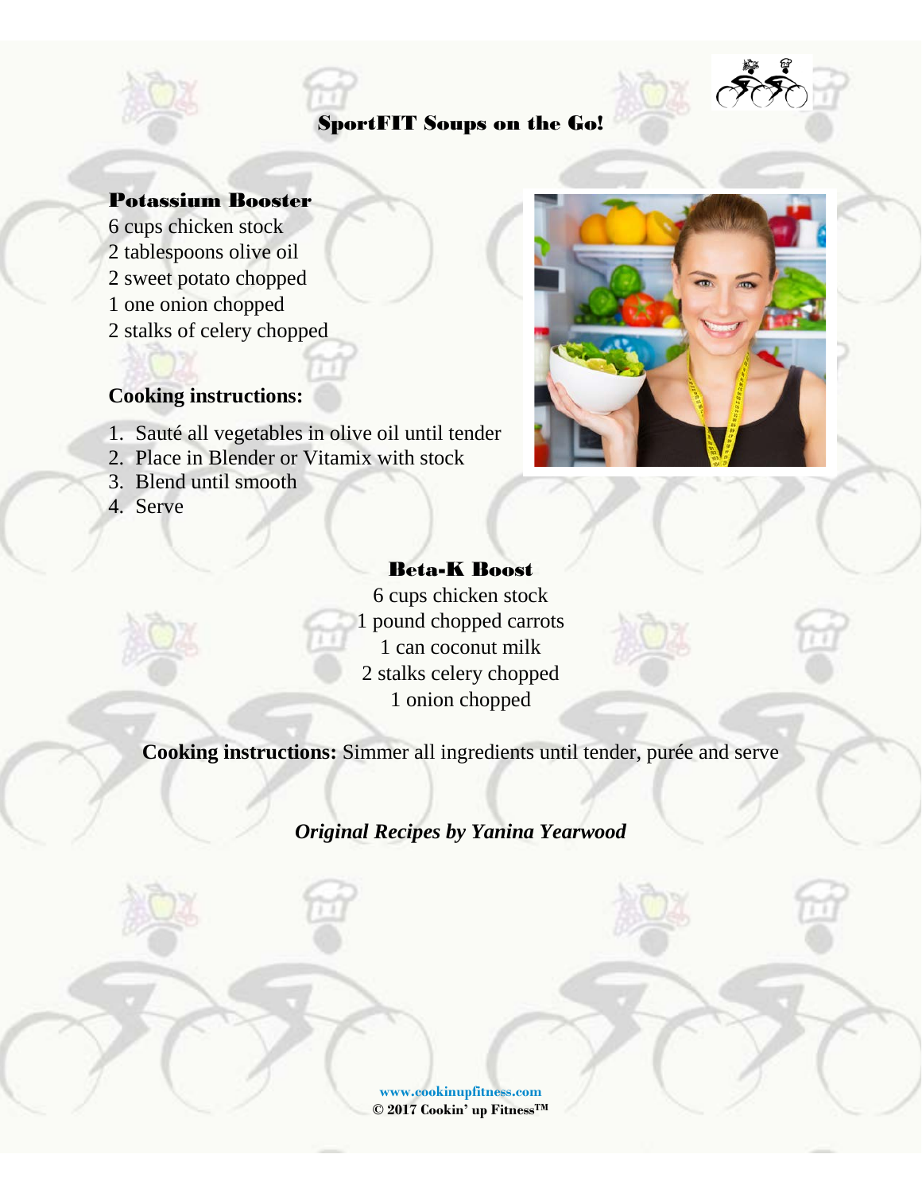# SportFIT Soups on the Go!

## Potassium Booster

6 cups chicken stock
2 tablespoons olive oil
2 sweet potato chopped
1 one onion chopped
2 stalks of celery chopped

**Cooking instructions:**

1. Sauté all vegetables in olive oil until tender
2. Place in Blender or Vitamix with stock
3. Blend until smooth
4. Serve

## Beta-K Boost

6 cups chicken stock
1 pound chopped carrots
1 can coconut milk
2 stalks celery chopped
1 onion chopped

**Cooking instructions:** Simmer all ingredients until tender, purée and serve

***Original Recipes by Yanina Yearwood***

**www.cookinupfitness.com**
**© 2017 Cookin' up Fitness™**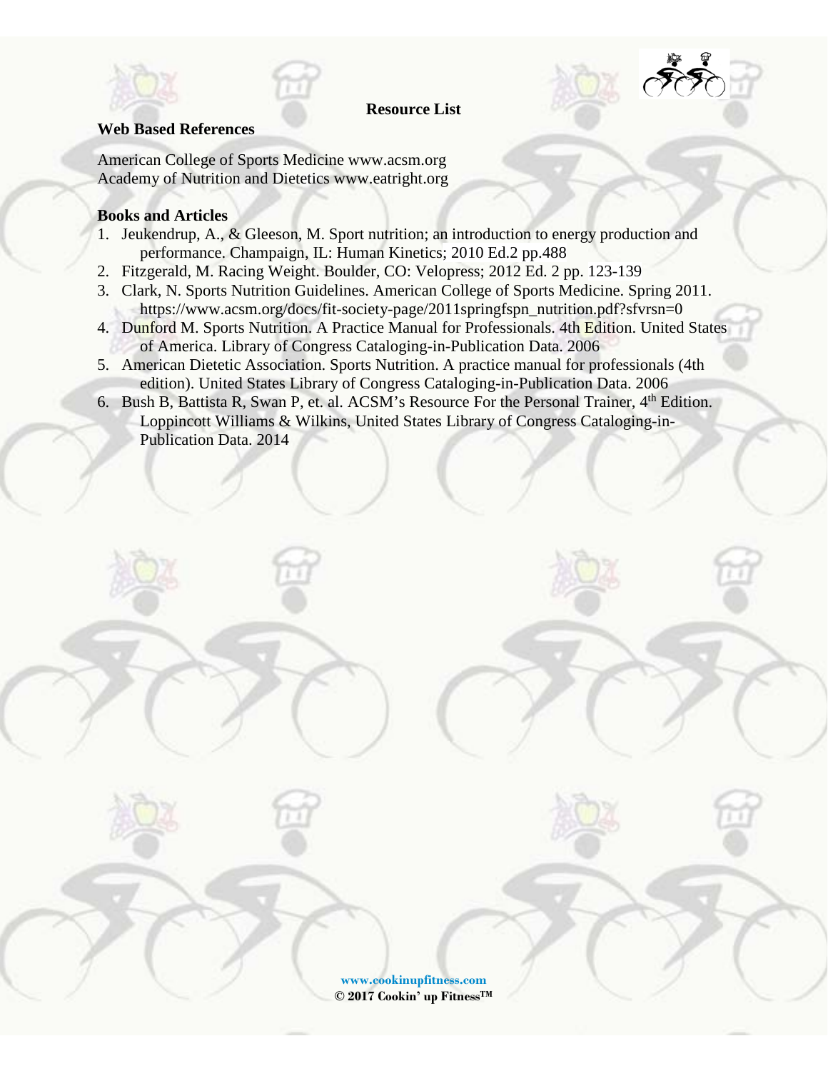## Resource List

### Web Based References

American College of Sports Medicine www.acsm.org
Academy of Nutrition and Dietetics www.eatright.org

### Books and Articles

1. Jeukendrup, A., & Gleeson, M. Sport nutrition; an introduction to energy production and performance. Champaign, IL: Human Kinetics; 2010 Ed.2 pp.488
2. Fitzgerald, M. Racing Weight. Boulder, CO: Velopress; 2012 Ed. 2 pp. 123-139
3. Clark, N. Sports Nutrition Guidelines. American College of Sports Medicine. Spring 2011. https://www.acsm.org/docs/fit-society-page/2011springfspn_nutrition.pdf?sfvrsn=0
4. Dunford M. Sports Nutrition. A Practice Manual for Professionals. 4th Edition. United States of America. Library of Congress Cataloging-in-Publication Data. 2006
5. American Dietetic Association. Sports Nutrition. A practice manual for professionals (4th edition). United States Library of Congress Cataloging-in-Publication Data. 2006
6. Bush B, Battista R, Swan P, et. al. ACSM's Resource For the Personal Trainer, 4th Edition. Loppincott Williams & Wilkins, United States Library of Congress Cataloging-in-Publication Data. 2014

www.cookinupfitness.com
© 2017 Cookin' up Fitness™